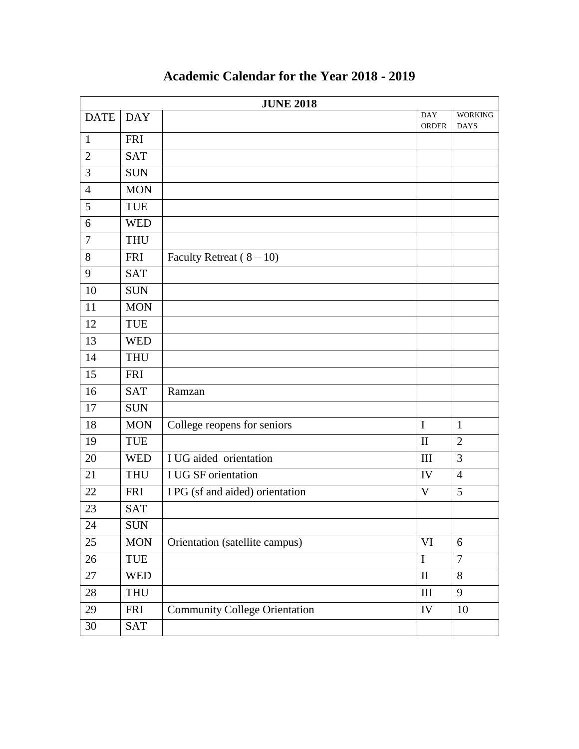# Academic Calendar for the Year 2018 - 2019

| JUNE 2018 | | | | |
|---|---|---|---|---|
| DATE | DAY | | DAY ORDER | WORKING DAYS |
| 1 | FRI | | | |
| 2 | SAT | | | |
| 3 | SUN | | | |
| 4 | MON | | | |
| 5 | TUE | | | |
| 6 | WED | | | |
| 7 | THU | | | |
| 8 | FRI | Faculty Retreat ( 8 – 10) | | |
| 9 | SAT | | | |
| 10 | SUN | | | |
| 11 | MON | | | |
| 12 | TUE | | | |
| 13 | WED | | | |
| 14 | THU | | | |
| 15 | FRI | | | |
| 16 | SAT | Ramzan | | |
| 17 | SUN | | | |
| 18 | MON | College reopens for seniors | I | 1 |
| 19 | TUE | | II | 2 |
| 20 | WED | I UG aided orientation | III | 3 |
| 21 | THU | I UG SF orientation | IV | 4 |
| 22 | FRI | I PG (sf and aided) orientation | V | 5 |
| 23 | SAT | | | |
| 24 | SUN | | | |
| 25 | MON | Orientation (satellite campus) | VI | 6 |
| 26 | TUE | | I | 7 |
| 27 | WED | | II | 8 |
| 28 | THU | | III | 9 |
| 29 | FRI | Community College Orientation | IV | 10 |
| 30 | SAT | | | |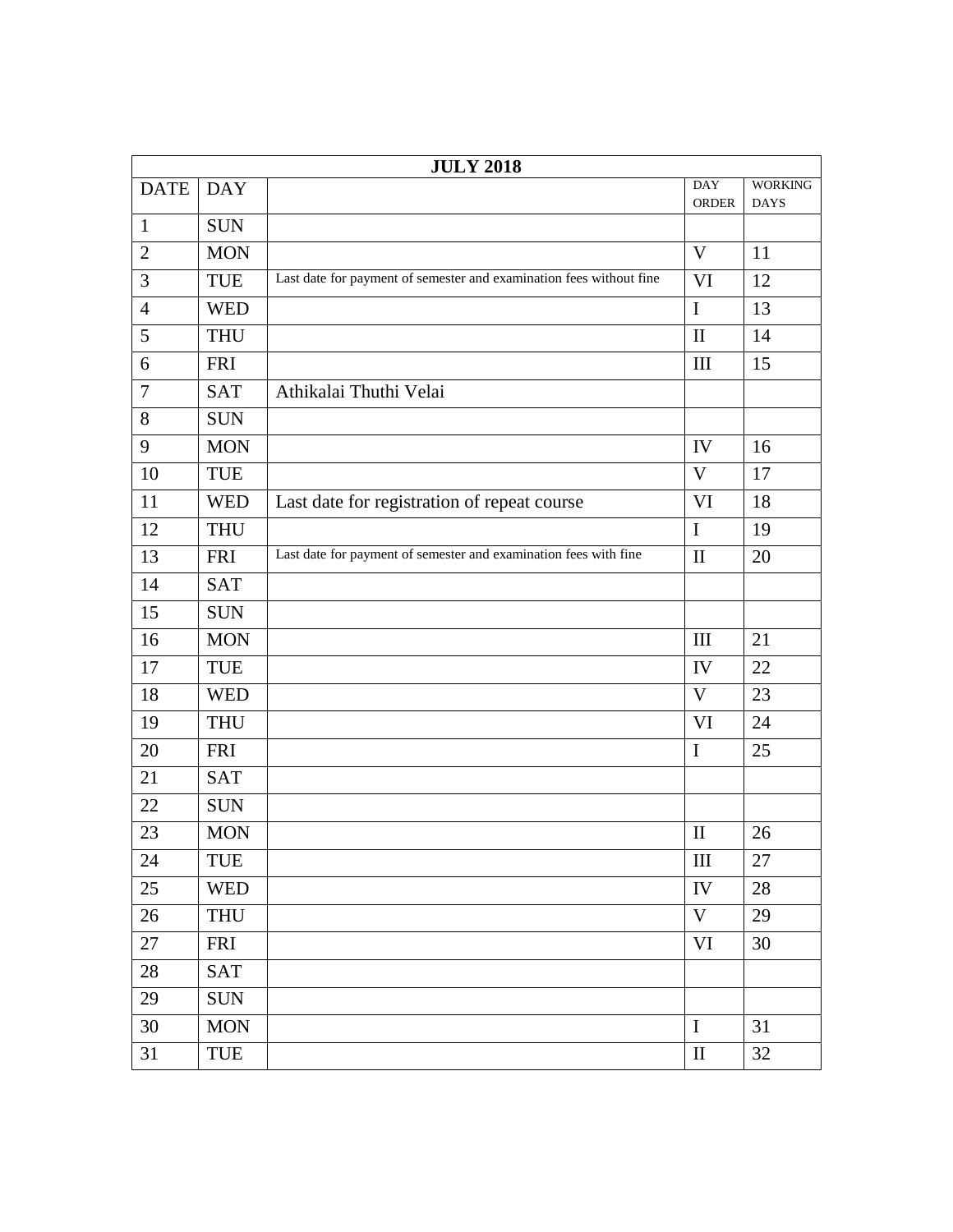| JULY 2018 | | | | |
|---|---|---|---|---|
| DATE | DAY | | DAY ORDER | WORKING DAYS |
| 1 | SUN | | | |
| 2 | MON | | V | 11 |
| 3 | TUE | Last date for payment of semester and examination fees without fine | VI | 12 |
| 4 | WED | | I | 13 |
| 5 | THU | | II | 14 |
| 6 | FRI | | III | 15 |
| 7 | SAT | Athikalai Thuthi Velai | | |
| 8 | SUN | | | |
| 9 | MON | | IV | 16 |
| 10 | TUE | | V | 17 |
| 11 | WED | Last date for registration of repeat course | VI | 18 |
| 12 | THU | | I | 19 |
| 13 | FRI | Last date for payment of semester and examination fees with fine | II | 20 |
| 14 | SAT | | | |
| 15 | SUN | | | |
| 16 | MON | | III | 21 |
| 17 | TUE | | IV | 22 |
| 18 | WED | | V | 23 |
| 19 | THU | | VI | 24 |
| 20 | FRI | | I | 25 |
| 21 | SAT | | | |
| 22 | SUN | | | |
| 23 | MON | | II | 26 |
| 24 | TUE | | III | 27 |
| 25 | WED | | IV | 28 |
| 26 | THU | | V | 29 |
| 27 | FRI | | VI | 30 |
| 28 | SAT | | | |
| 29 | SUN | | | |
| 30 | MON | | I | 31 |
| 31 | TUE | | II | 32 |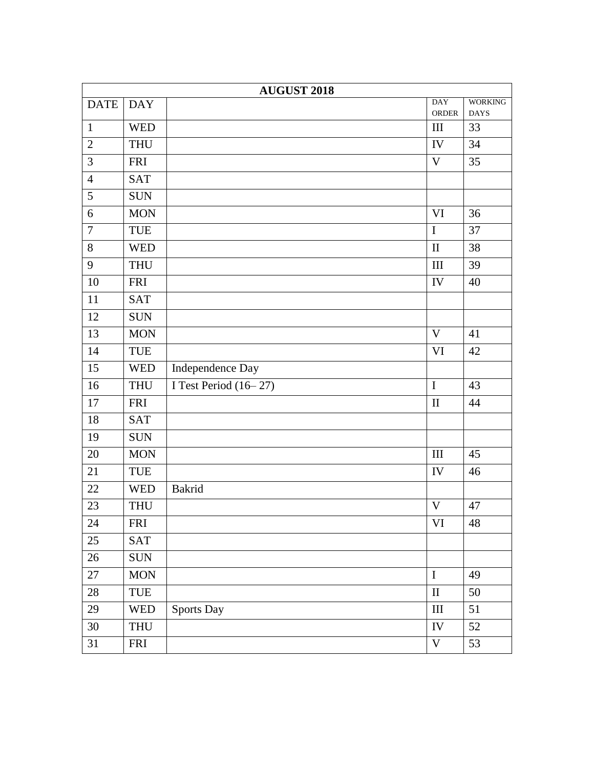| AUGUST 2018 | | | | |
|---|---|---|---|---|
| DATE | DAY | | DAY ORDER | WORKING DAYS |
| 1 | WED | | III | 33 |
| 2 | THU | | IV | 34 |
| 3 | FRI | | V | 35 |
| 4 | SAT | | | |
| 5 | SUN | | | |
| 6 | MON | | VI | 36 |
| 7 | TUE | | I | 37 |
| 8 | WED | | II | 38 |
| 9 | THU | | III | 39 |
| 10 | FRI | | IV | 40 |
| 11 | SAT | | | |
| 12 | SUN | | | |
| 13 | MON | | V | 41 |
| 14 | TUE | | VI | 42 |
| 15 | WED | Independence Day | | |
| 16 | THU | I Test Period (16– 27) | I | 43 |
| 17 | FRI | | II | 44 |
| 18 | SAT | | | |
| 19 | SUN | | | |
| 20 | MON | | III | 45 |
| 21 | TUE | | IV | 46 |
| 22 | WED | Bakrid | | |
| 23 | THU | | V | 47 |
| 24 | FRI | | VI | 48 |
| 25 | SAT | | | |
| 26 | SUN | | | |
| 27 | MON | | I | 49 |
| 28 | TUE | | II | 50 |
| 29 | WED | Sports Day | III | 51 |
| 30 | THU | | IV | 52 |
| 31 | FRI | | V | 53 |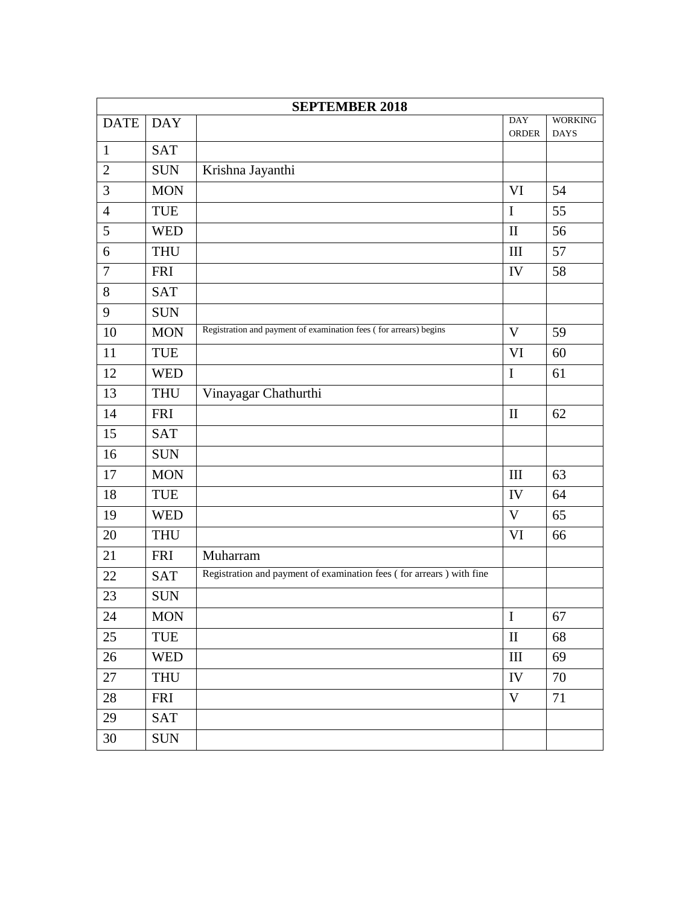| SEPTEMBER 2018 | | | | |
|---|---|---|---|---|
| DATE | DAY | | DAY ORDER | WORKING DAYS |
| 1 | SAT | | | |
| 2 | SUN | Krishna Jayanthi | | |
| 3 | MON | | VI | 54 |
| 4 | TUE | | I | 55 |
| 5 | WED | | II | 56 |
| 6 | THU | | III | 57 |
| 7 | FRI | | IV | 58 |
| 8 | SAT | | | |
| 9 | SUN | | | |
| 10 | MON | Registration and payment of examination fees ( for arrears) begins | V | 59 |
| 11 | TUE | | VI | 60 |
| 12 | WED | | I | 61 |
| 13 | THU | Vinayagar Chathurthi | | |
| 14 | FRI | | II | 62 |
| 15 | SAT | | | |
| 16 | SUN | | | |
| 17 | MON | | III | 63 |
| 18 | TUE | | IV | 64 |
| 19 | WED | | V | 65 |
| 20 | THU | | VI | 66 |
| 21 | FRI | Muharram | | |
| 22 | SAT | Registration and payment of examination fees ( for arrears ) with fine | | |
| 23 | SUN | | | |
| 24 | MON | | I | 67 |
| 25 | TUE | | II | 68 |
| 26 | WED | | III | 69 |
| 27 | THU | | IV | 70 |
| 28 | FRI | | V | 71 |
| 29 | SAT | | | |
| 30 | SUN | | | |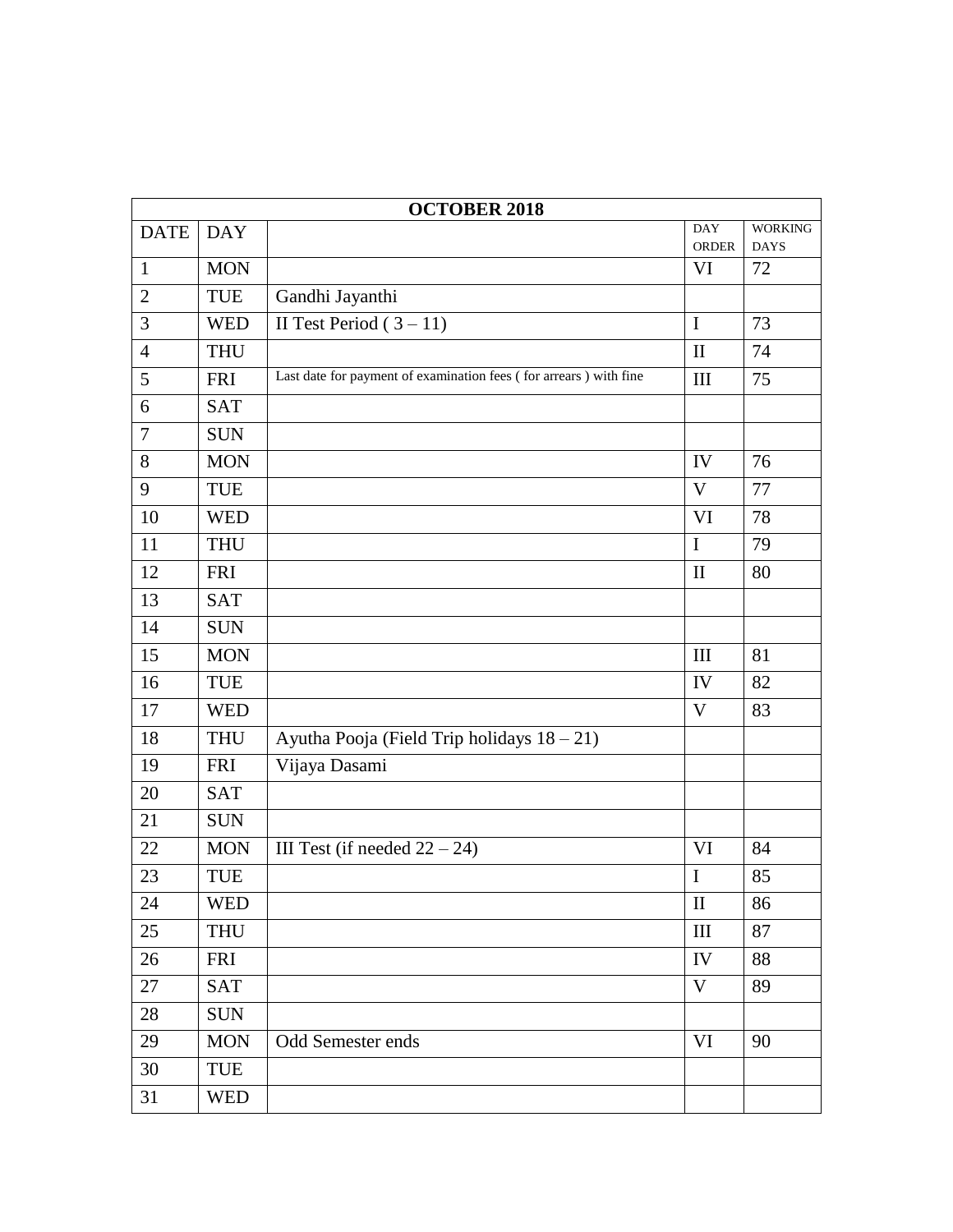| OCTOBER 2018 | | | | |
|---|---|---|---|---|
| DATE | DAY | | DAY ORDER | WORKING DAYS |
| 1 | MON | | VI | 72 |
| 2 | TUE | Gandhi Jayanthi | | |
| 3 | WED | II Test Period ( 3 – 11) | I | 73 |
| 4 | THU | | II | 74 |
| 5 | FRI | Last date for payment of examination fees ( for arrears ) with fine | III | 75 |
| 6 | SAT | | | |
| 7 | SUN | | | |
| 8 | MON | | IV | 76 |
| 9 | TUE | | V | 77 |
| 10 | WED | | VI | 78 |
| 11 | THU | | I | 79 |
| 12 | FRI | | II | 80 |
| 13 | SAT | | | |
| 14 | SUN | | | |
| 15 | MON | | III | 81 |
| 16 | TUE | | IV | 82 |
| 17 | WED | | V | 83 |
| 18 | THU | Ayutha Pooja (Field Trip holidays 18 – 21) | | |
| 19 | FRI | Vijaya Dasami | | |
| 20 | SAT | | | |
| 21 | SUN | | | |
| 22 | MON | III Test (if needed 22 – 24) | VI | 84 |
| 23 | TUE | | I | 85 |
| 24 | WED | | II | 86 |
| 25 | THU | | III | 87 |
| 26 | FRI | | IV | 88 |
| 27 | SAT | | V | 89 |
| 28 | SUN | | | |
| 29 | MON | Odd Semester ends | VI | 90 |
| 30 | TUE | | | |
| 31 | WED | | | |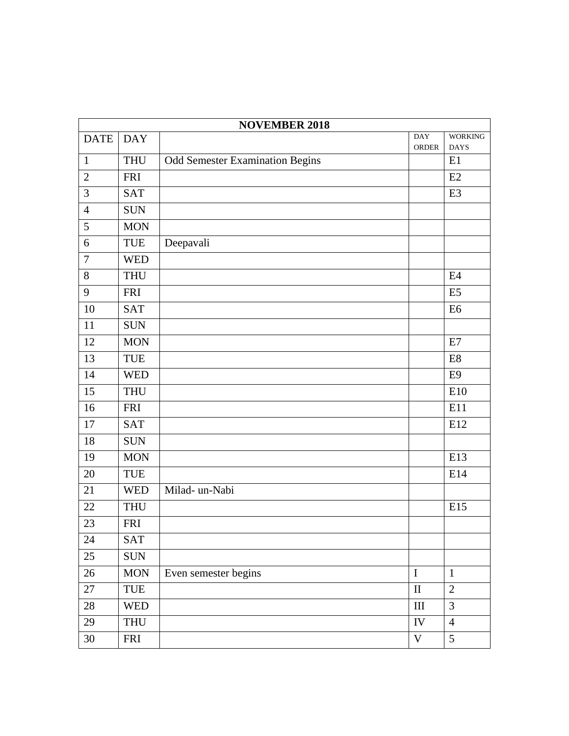| NOVEMBER 2018 | | | | |
|---|---|---|---|---|
| DATE | DAY | | DAY ORDER | WORKING DAYS |
| 1 | THU | Odd Semester Examination Begins | | E1 |
| 2 | FRI | | | E2 |
| 3 | SAT | | | E3 |
| 4 | SUN | | | |
| 5 | MON | | | |
| 6 | TUE | Deepavali | | |
| 7 | WED | | | |
| 8 | THU | | | E4 |
| 9 | FRI | | | E5 |
| 10 | SAT | | | E6 |
| 11 | SUN | | | |
| 12 | MON | | | E7 |
| 13 | TUE | | | E8 |
| 14 | WED | | | E9 |
| 15 | THU | | | E10 |
| 16 | FRI | | | E11 |
| 17 | SAT | | | E12 |
| 18 | SUN | | | |
| 19 | MON | | | E13 |
| 20 | TUE | | | E14 |
| 21 | WED | Milad- un-Nabi | | |
| 22 | THU | | | E15 |
| 23 | FRI | | | |
| 24 | SAT | | | |
| 25 | SUN | | | |
| 26 | MON | Even semester begins | I | 1 |
| 27 | TUE | | II | 2 |
| 28 | WED | | III | 3 |
| 29 | THU | | IV | 4 |
| 30 | FRI | | V | 5 |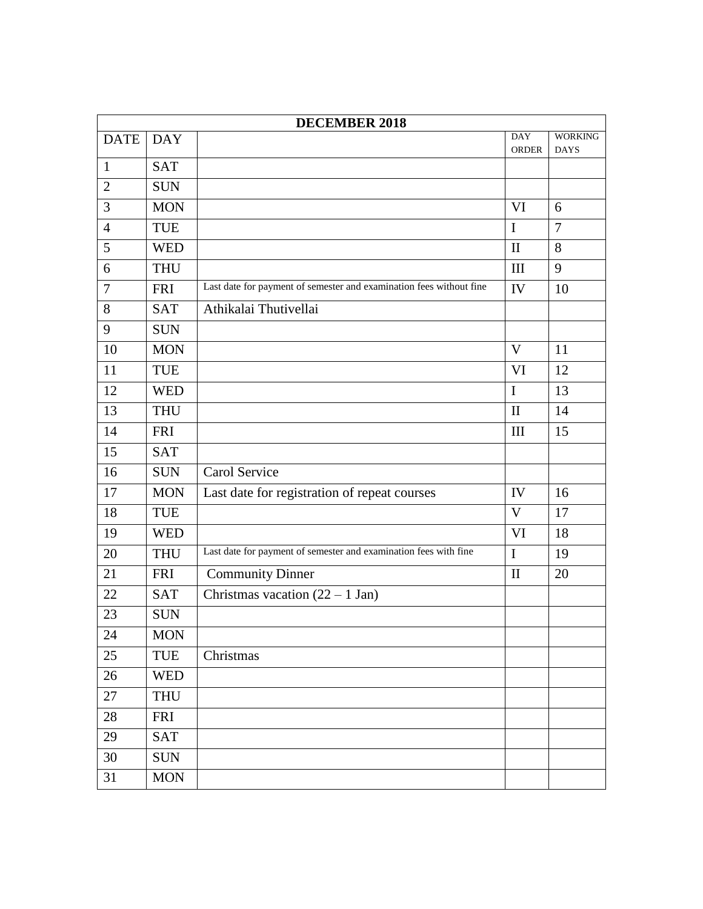| DECEMBER 2018 | | | | |
|---|---|---|---|---|
| DATE | DAY | | DAY ORDER | WORKING DAYS |
| 1 | SAT | | | |
| 2 | SUN | | | |
| 3 | MON | | VI | 6 |
| 4 | TUE | | I | 7 |
| 5 | WED | | II | 8 |
| 6 | THU | | III | 9 |
| 7 | FRI | Last date for payment of semester and examination fees without fine | IV | 10 |
| 8 | SAT | Athikalai Thutivellai | | |
| 9 | SUN | | | |
| 10 | MON | | V | 11 |
| 11 | TUE | | VI | 12 |
| 12 | WED | | I | 13 |
| 13 | THU | | II | 14 |
| 14 | FRI | | III | 15 |
| 15 | SAT | | | |
| 16 | SUN | Carol Service | | |
| 17 | MON | Last date for registration of repeat courses | IV | 16 |
| 18 | TUE | | V | 17 |
| 19 | WED | | VI | 18 |
| 20 | THU | Last date for payment of semester and examination fees with fine | I | 19 |
| 21 | FRI | Community Dinner | II | 20 |
| 22 | SAT | Christmas vacation (22 – 1 Jan) | | |
| 23 | SUN | | | |
| 24 | MON | | | |
| 25 | TUE | Christmas | | |
| 26 | WED | | | |
| 27 | THU | | | |
| 28 | FRI | | | |
| 29 | SAT | | | |
| 30 | SUN | | | |
| 31 | MON | | | |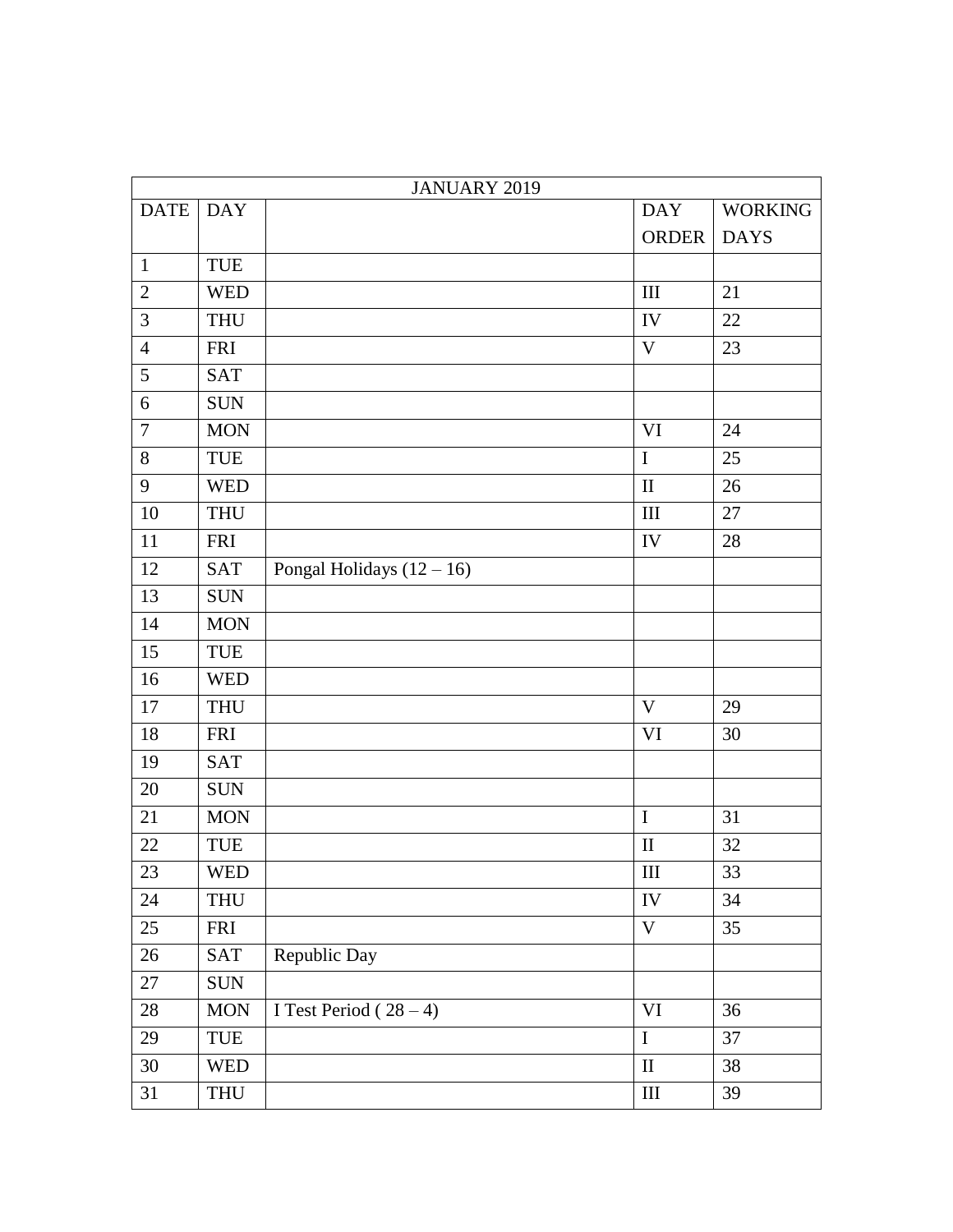| JANUARY 2019 | | | | |
|---|---|---|---|---|
| DATE | DAY | | DAY ORDER | WORKING DAYS |
| 1 | TUE | | | |
| 2 | WED | | III | 21 |
| 3 | THU | | IV | 22 |
| 4 | FRI | | V | 23 |
| 5 | SAT | | | |
| 6 | SUN | | | |
| 7 | MON | | VI | 24 |
| 8 | TUE | | I | 25 |
| 9 | WED | | II | 26 |
| 10 | THU | | III | 27 |
| 11 | FRI | | IV | 28 |
| 12 | SAT | Pongal Holidays (12 – 16) | | |
| 13 | SUN | | | |
| 14 | MON | | | |
| 15 | TUE | | | |
| 16 | WED | | | |
| 17 | THU | | V | 29 |
| 18 | FRI | | VI | 30 |
| 19 | SAT | | | |
| 20 | SUN | | | |
| 21 | MON | | I | 31 |
| 22 | TUE | | II | 32 |
| 23 | WED | | III | 33 |
| 24 | THU | | IV | 34 |
| 25 | FRI | | V | 35 |
| 26 | SAT | Republic Day | | |
| 27 | SUN | | | |
| 28 | MON | I Test Period ( 28 – 4) | VI | 36 |
| 29 | TUE | | I | 37 |
| 30 | WED | | II | 38 |
| 31 | THU | | III | 39 |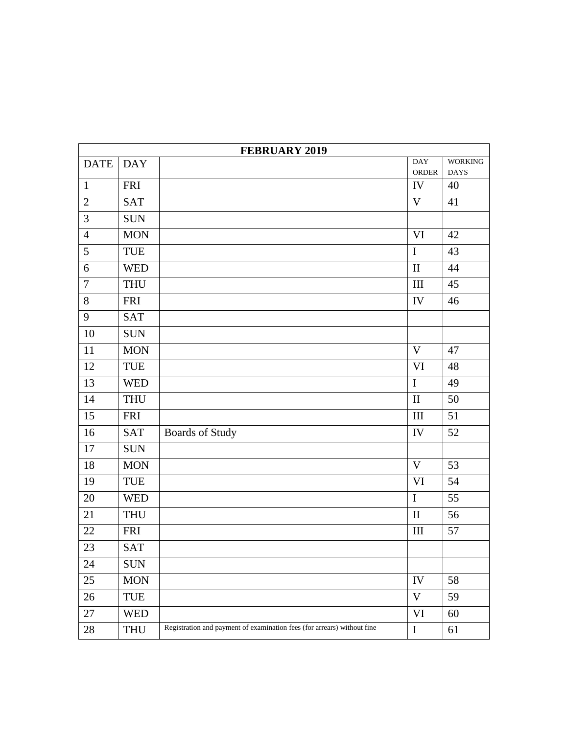| FEBRUARY 2019 | | | | |
|---|---|---|---|---|
| DATE | DAY | | DAY ORDER | WORKING DAYS |
| 1 | FRI | | IV | 40 |
| 2 | SAT | | V | 41 |
| 3 | SUN | | | |
| 4 | MON | | VI | 42 |
| 5 | TUE | | I | 43 |
| 6 | WED | | II | 44 |
| 7 | THU | | III | 45 |
| 8 | FRI | | IV | 46 |
| 9 | SAT | | | |
| 10 | SUN | | | |
| 11 | MON | | V | 47 |
| 12 | TUE | | VI | 48 |
| 13 | WED | | I | 49 |
| 14 | THU | | II | 50 |
| 15 | FRI | | III | 51 |
| 16 | SAT | Boards of Study | IV | 52 |
| 17 | SUN | | | |
| 18 | MON | | V | 53 |
| 19 | TUE | | VI | 54 |
| 20 | WED | | I | 55 |
| 21 | THU | | II | 56 |
| 22 | FRI | | III | 57 |
| 23 | SAT | | | |
| 24 | SUN | | | |
| 25 | MON | | IV | 58 |
| 26 | TUE | | V | 59 |
| 27 | WED | | VI | 60 |
| 28 | THU | Registration and payment of examination fees (for arrears) without fine | I | 61 |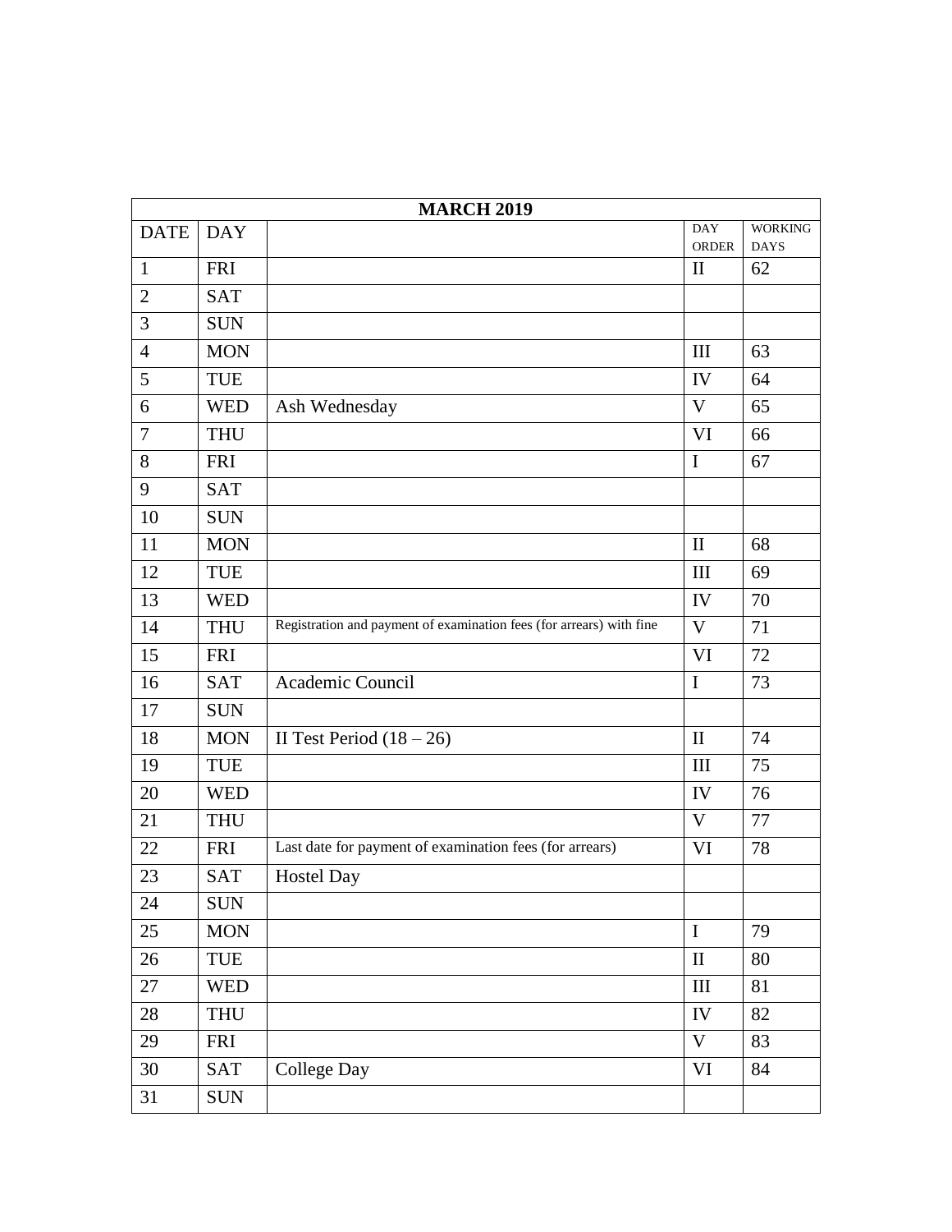| MARCH 2019 | | | | |
|---|---|---|---|---|
| DATE | DAY | | DAY ORDER | WORKING DAYS |
| 1 | FRI | | II | 62 |
| 2 | SAT | | | |
| 3 | SUN | | | |
| 4 | MON | | III | 63 |
| 5 | TUE | | IV | 64 |
| 6 | WED | Ash Wednesday | V | 65 |
| 7 | THU | | VI | 66 |
| 8 | FRI | | I | 67 |
| 9 | SAT | | | |
| 10 | SUN | | | |
| 11 | MON | | II | 68 |
| 12 | TUE | | III | 69 |
| 13 | WED | | IV | 70 |
| 14 | THU | Registration and payment of examination fees (for arrears) with fine | V | 71 |
| 15 | FRI | | VI | 72 |
| 16 | SAT | Academic Council | I | 73 |
| 17 | SUN | | | |
| 18 | MON | II Test Period (18 – 26) | II | 74 |
| 19 | TUE | | III | 75 |
| 20 | WED | | IV | 76 |
| 21 | THU | | V | 77 |
| 22 | FRI | Last date for payment of examination fees (for arrears) | VI | 78 |
| 23 | SAT | Hostel Day | | |
| 24 | SUN | | | |
| 25 | MON | | I | 79 |
| 26 | TUE | | II | 80 |
| 27 | WED | | III | 81 |
| 28 | THU | | IV | 82 |
| 29 | FRI | | V | 83 |
| 30 | SAT | College Day | VI | 84 |
| 31 | SUN | | | |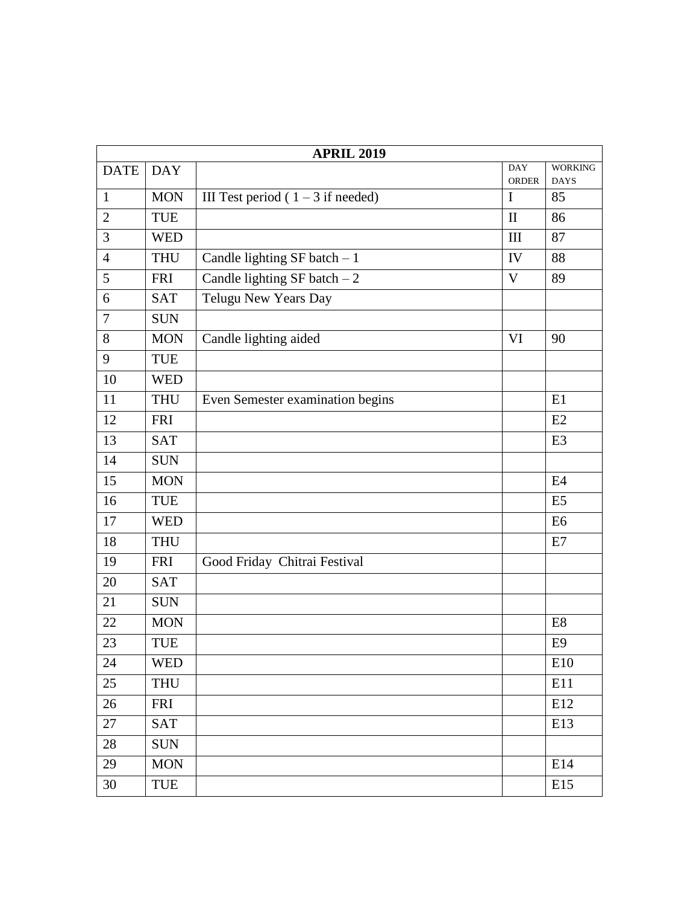| APRIL 2019 | | | | |
|---|---|---|---|---|
| DATE | DAY | | DAY ORDER | WORKING DAYS |
| 1 | MON | III Test period ( 1 – 3 if needed) | I | 85 |
| 2 | TUE | | II | 86 |
| 3 | WED | | III | 87 |
| 4 | THU | Candle lighting SF batch – 1 | IV | 88 |
| 5 | FRI | Candle lighting SF batch – 2 | V | 89 |
| 6 | SAT | Telugu New Years Day | | |
| 7 | SUN | | | |
| 8 | MON | Candle lighting aided | VI | 90 |
| 9 | TUE | | | |
| 10 | WED | | | |
| 11 | THU | Even Semester examination begins | | E1 |
| 12 | FRI | | | E2 |
| 13 | SAT | | | E3 |
| 14 | SUN | | | |
| 15 | MON | | | E4 |
| 16 | TUE | | | E5 |
| 17 | WED | | | E6 |
| 18 | THU | | | E7 |
| 19 | FRI | Good Friday Chitrai Festival | | |
| 20 | SAT | | | |
| 21 | SUN | | | |
| 22 | MON | | | E8 |
| 23 | TUE | | | E9 |
| 24 | WED | | | E10 |
| 25 | THU | | | E11 |
| 26 | FRI | | | E12 |
| 27 | SAT | | | E13 |
| 28 | SUN | | | |
| 29 | MON | | | E14 |
| 30 | TUE | | | E15 |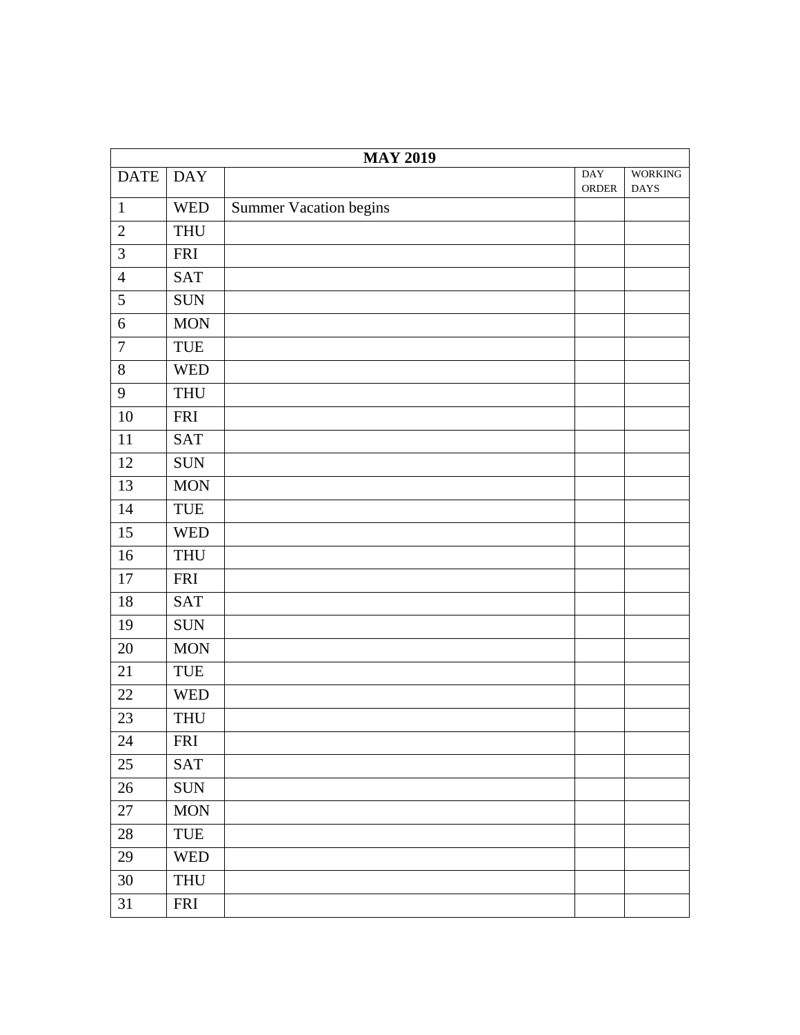| MAY 2019 | | | | |
|---|---|---|---|---|
| DATE | DAY | | DAY ORDER | WORKING DAYS |
| 1 | WED | Summer Vacation begins | | |
| 2 | THU | | | |
| 3 | FRI | | | |
| 4 | SAT | | | |
| 5 | SUN | | | |
| 6 | MON | | | |
| 7 | TUE | | | |
| 8 | WED | | | |
| 9 | THU | | | |
| 10 | FRI | | | |
| 11 | SAT | | | |
| 12 | SUN | | | |
| 13 | MON | | | |
| 14 | TUE | | | |
| 15 | WED | | | |
| 16 | THU | | | |
| 17 | FRI | | | |
| 18 | SAT | | | |
| 19 | SUN | | | |
| 20 | MON | | | |
| 21 | TUE | | | |
| 22 | WED | | | |
| 23 | THU | | | |
| 24 | FRI | | | |
| 25 | SAT | | | |
| 26 | SUN | | | |
| 27 | MON | | | |
| 28 | TUE | | | |
| 29 | WED | | | |
| 30 | THU | | | |
| 31 | FRI | | | |